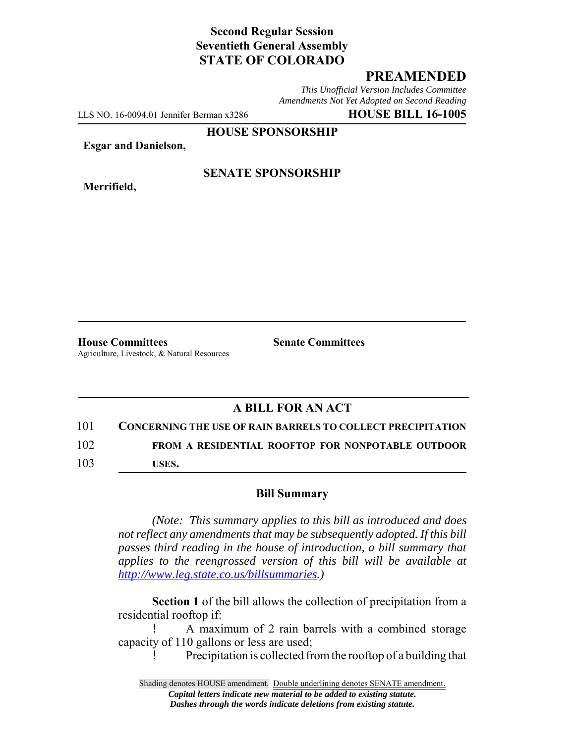**Second Regular Session**
**Seventieth General Assembly**
**STATE OF COLORADO**

## PREAMENDED

*This Unofficial Version Includes Committee Amendments Not Yet Adopted on Second Reading*

LLS NO. 16-0094.01 Jennifer Berman x3286 **HOUSE BILL 16-1005**

**HOUSE SPONSORSHIP**

**Esgar and Danielson,**

**SENATE SPONSORSHIP**

**Merrifield,**

**House Committees**
Agriculture, Livestock, & Natural Resources

**Senate Committees**

## A BILL FOR AN ACT

101 **CONCERNING THE USE OF RAIN BARRELS TO COLLECT PRECIPITATION**
102 **FROM A RESIDENTIAL ROOFTOP FOR NONPOTABLE OUTDOOR**
103 **USES.**

### Bill Summary

*(Note: This summary applies to this bill as introduced and does not reflect any amendments that may be subsequently adopted. If this bill passes third reading in the house of introduction, a bill summary that applies to the reengrossed version of this bill will be available at http://www.leg.state.co.us/billsummaries.)*

**Section 1** of the bill allows the collection of precipitation from a residential rooftop if:

- A maximum of 2 rain barrels with a combined storage capacity of 110 gallons or less are used;
- Precipitation is collected from the rooftop of a building that

Shading denotes HOUSE amendment. Double underlining denotes SENATE amendment.
*Capital letters indicate new material to be added to existing statute.*
*Dashes through the words indicate deletions from existing statute.*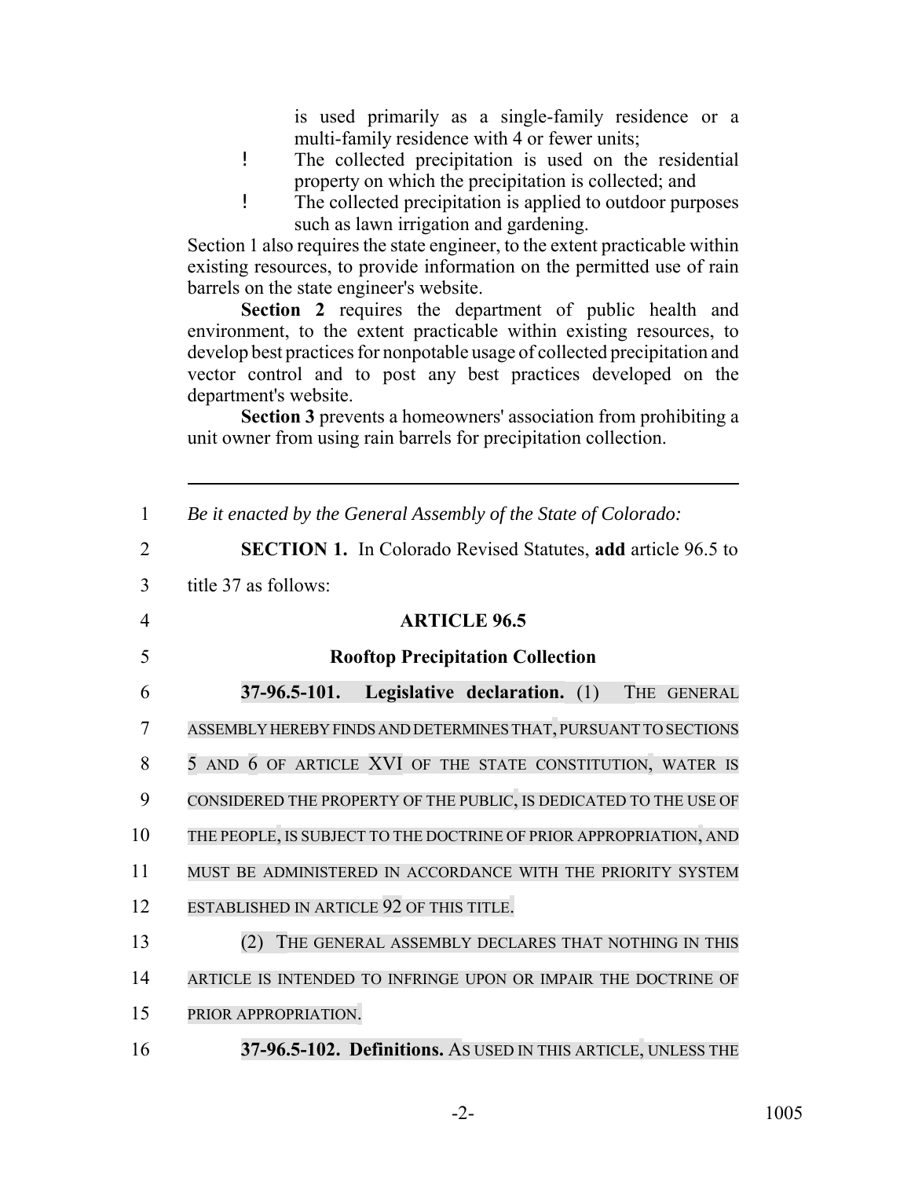is used primarily as a single-family residence or a multi-family residence with 4 or fewer units;

- The collected precipitation is used on the residential property on which the precipitation is collected; and
- The collected precipitation is applied to outdoor purposes such as lawn irrigation and gardening.

Section 1 also requires the state engineer, to the extent practicable within existing resources, to provide information on the permitted use of rain barrels on the state engineer's website.

**Section 2** requires the department of public health and environment, to the extent practicable within existing resources, to develop best practices for nonpotable usage of collected precipitation and vector control and to post any best practices developed on the department's website.

**Section 3** prevents a homeowners' association from prohibiting a unit owner from using rain barrels for precipitation collection.

---

1 *Be it enacted by the General Assembly of the State of Colorado:*

2 **SECTION 1.** In Colorado Revised Statutes, **add** article 96.5 to

3 title 37 as follows:

4 **ARTICLE 96.5**

5 **Rooftop Precipitation Collection**

6 **37-96.5-101. Legislative declaration.** (1) THE GENERAL

7 ASSEMBLY HEREBY FINDS AND DETERMINES THAT, PURSUANT TO SECTIONS

8 5 AND 6 OF ARTICLE XVI OF THE STATE CONSTITUTION, WATER IS

9 CONSIDERED THE PROPERTY OF THE PUBLIC, IS DEDICATED TO THE USE OF

10 THE PEOPLE, IS SUBJECT TO THE DOCTRINE OF PRIOR APPROPRIATION, AND

11 MUST BE ADMINISTERED IN ACCORDANCE WITH THE PRIORITY SYSTEM

12 ESTABLISHED IN ARTICLE 92 OF THIS TITLE.

13 (2) THE GENERAL ASSEMBLY DECLARES THAT NOTHING IN THIS

14 ARTICLE IS INTENDED TO INFRINGE UPON OR IMPAIR THE DOCTRINE OF

15 PRIOR APPROPRIATION.

16 **37-96.5-102. Definitions.** AS USED IN THIS ARTICLE, UNLESS THE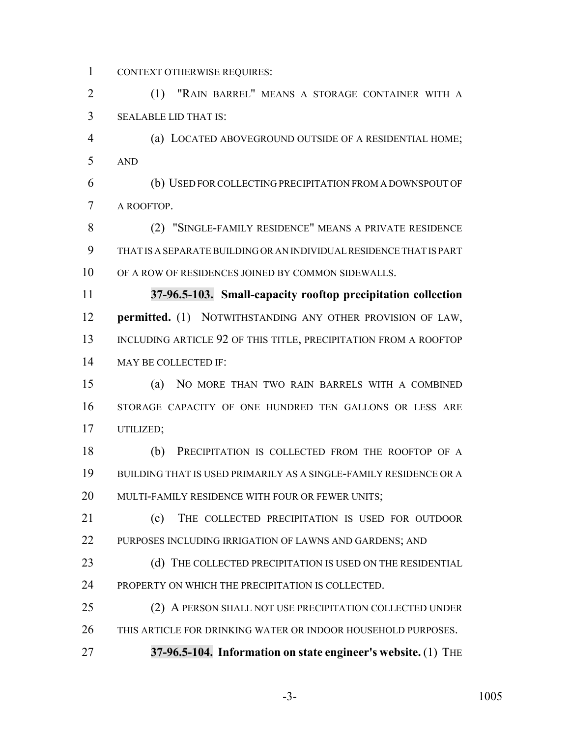CONTEXT OTHERWISE REQUIRES:

(1) "RAIN BARREL" MEANS A STORAGE CONTAINER WITH A SEALABLE LID THAT IS:

(a) LOCATED ABOVEGROUND OUTSIDE OF A RESIDENTIAL HOME; AND

(b) USED FOR COLLECTING PRECIPITATION FROM A DOWNSPOUT OF A ROOFTOP.

(2) "SINGLE-FAMILY RESIDENCE" MEANS A PRIVATE RESIDENCE THAT IS A SEPARATE BUILDING OR AN INDIVIDUAL RESIDENCE THAT IS PART OF A ROW OF RESIDENCES JOINED BY COMMON SIDEWALLS.

**37-96.5-103. Small-capacity rooftop precipitation collection permitted.** (1) NOTWITHSTANDING ANY OTHER PROVISION OF LAW, INCLUDING ARTICLE 92 OF THIS TITLE, PRECIPITATION FROM A ROOFTOP MAY BE COLLECTED IF:

(a) NO MORE THAN TWO RAIN BARRELS WITH A COMBINED STORAGE CAPACITY OF ONE HUNDRED TEN GALLONS OR LESS ARE UTILIZED;

(b) PRECIPITATION IS COLLECTED FROM THE ROOFTOP OF A BUILDING THAT IS USED PRIMARILY AS A SINGLE-FAMILY RESIDENCE OR A MULTI-FAMILY RESIDENCE WITH FOUR OR FEWER UNITS;

(c) THE COLLECTED PRECIPITATION IS USED FOR OUTDOOR PURPOSES INCLUDING IRRIGATION OF LAWNS AND GARDENS; AND

(d) THE COLLECTED PRECIPITATION IS USED ON THE RESIDENTIAL PROPERTY ON WHICH THE PRECIPITATION IS COLLECTED.

(2) A PERSON SHALL NOT USE PRECIPITATION COLLECTED UNDER THIS ARTICLE FOR DRINKING WATER OR INDOOR HOUSEHOLD PURPOSES.

**37-96.5-104. Information on state engineer's website.** (1) THE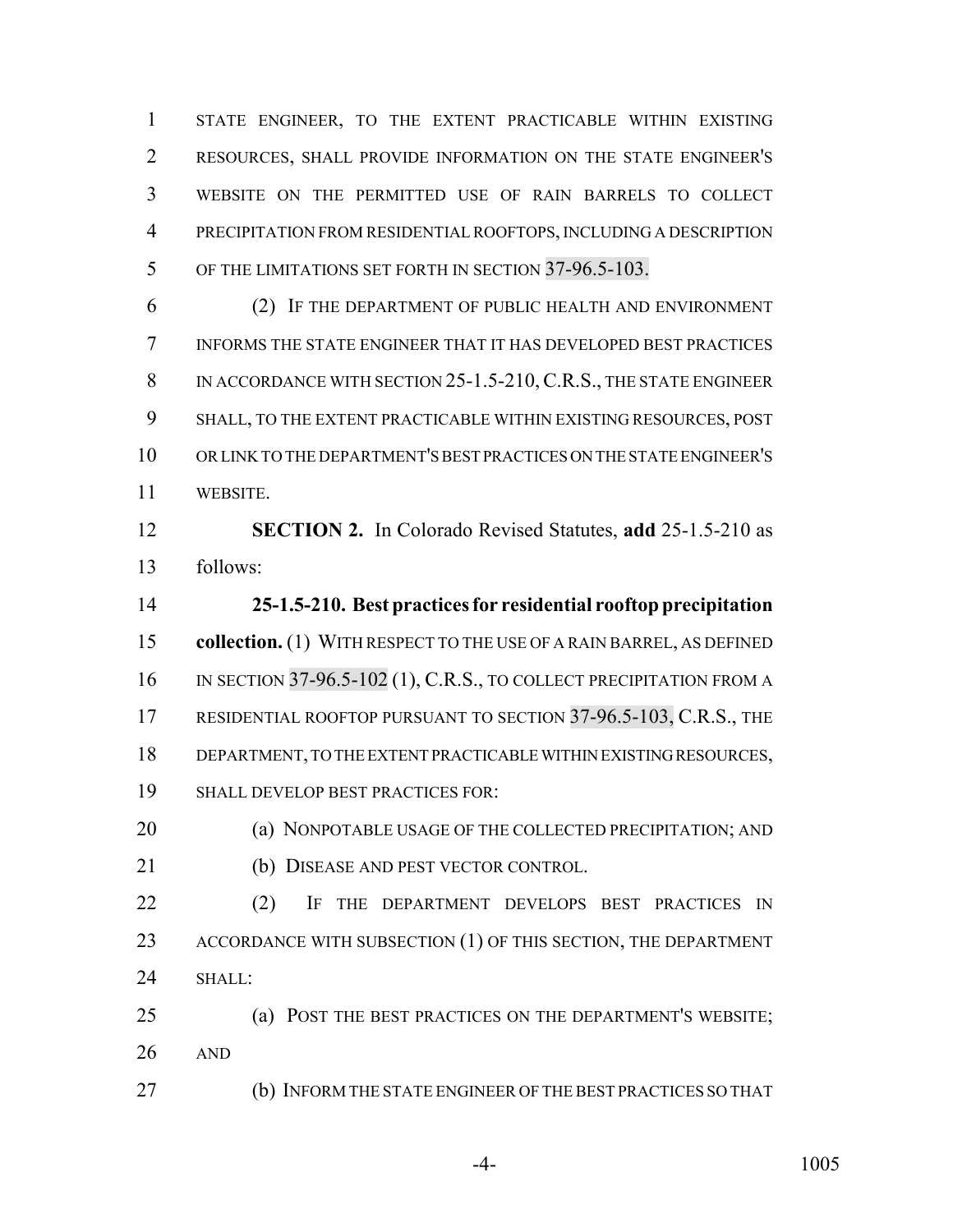STATE ENGINEER, TO THE EXTENT PRACTICABLE WITHIN EXISTING RESOURCES, SHALL PROVIDE INFORMATION ON THE STATE ENGINEER'S WEBSITE ON THE PERMITTED USE OF RAIN BARRELS TO COLLECT PRECIPITATION FROM RESIDENTIAL ROOFTOPS, INCLUDING A DESCRIPTION OF THE LIMITATIONS SET FORTH IN SECTION 37-96.5-103.

(2) IF THE DEPARTMENT OF PUBLIC HEALTH AND ENVIRONMENT INFORMS THE STATE ENGINEER THAT IT HAS DEVELOPED BEST PRACTICES IN ACCORDANCE WITH SECTION 25-1.5-210, C.R.S., THE STATE ENGINEER SHALL, TO THE EXTENT PRACTICABLE WITHIN EXISTING RESOURCES, POST OR LINK TO THE DEPARTMENT'S BEST PRACTICES ON THE STATE ENGINEER'S WEBSITE.

**SECTION 2.** In Colorado Revised Statutes, **add** 25-1.5-210 as follows:

**25-1.5-210. Best practices for residential rooftop precipitation collection.** (1) WITH RESPECT TO THE USE OF A RAIN BARREL, AS DEFINED IN SECTION 37-96.5-102 (1), C.R.S., TO COLLECT PRECIPITATION FROM A RESIDENTIAL ROOFTOP PURSUANT TO SECTION 37-96.5-103, C.R.S., THE DEPARTMENT, TO THE EXTENT PRACTICABLE WITHIN EXISTING RESOURCES, SHALL DEVELOP BEST PRACTICES FOR:

(a) NONPOTABLE USAGE OF THE COLLECTED PRECIPITATION; AND

(b) DISEASE AND PEST VECTOR CONTROL.

(2) IF THE DEPARTMENT DEVELOPS BEST PRACTICES IN ACCORDANCE WITH SUBSECTION (1) OF THIS SECTION, THE DEPARTMENT SHALL:

(a) POST THE BEST PRACTICES ON THE DEPARTMENT'S WEBSITE; AND

(b) INFORM THE STATE ENGINEER OF THE BEST PRACTICES SO THAT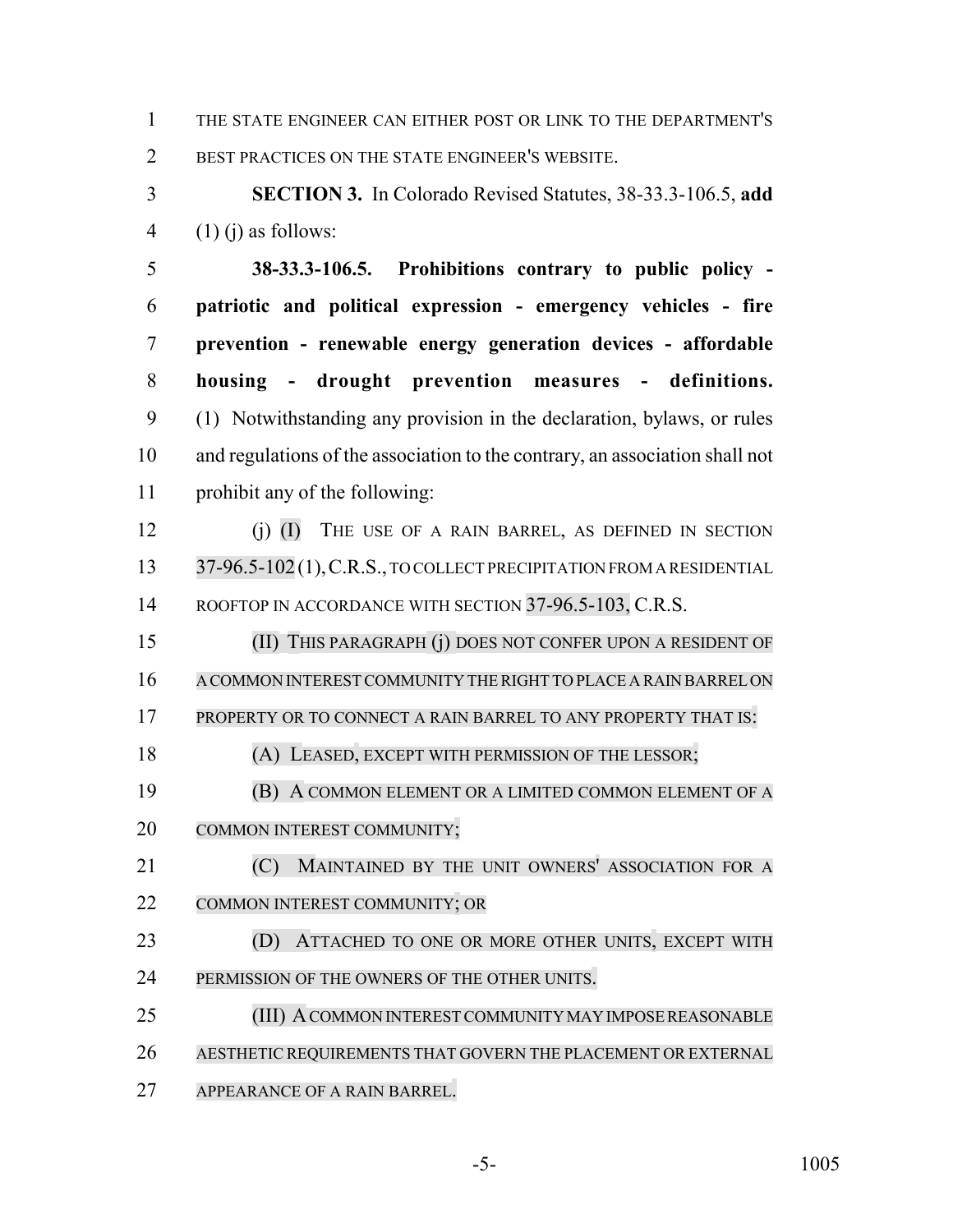THE STATE ENGINEER CAN EITHER POST OR LINK TO THE DEPARTMENT'S BEST PRACTICES ON THE STATE ENGINEER'S WEBSITE.

**SECTION 3.** In Colorado Revised Statutes, 38-33.3-106.5, **add** (1) (j) as follows:

**38-33.3-106.5. Prohibitions contrary to public policy - patriotic and political expression - emergency vehicles - fire prevention - renewable energy generation devices - affordable housing - drought prevention measures - definitions.** (1) Notwithstanding any provision in the declaration, bylaws, or rules and regulations of the association to the contrary, an association shall not prohibit any of the following:

(j) (I) THE USE OF A RAIN BARREL, AS DEFINED IN SECTION 37-96.5-102 (1), C.R.S., TO COLLECT PRECIPITATION FROM A RESIDENTIAL ROOFTOP IN ACCORDANCE WITH SECTION 37-96.5-103, C.R.S.

(II) THIS PARAGRAPH (j) DOES NOT CONFER UPON A RESIDENT OF A COMMON INTEREST COMMUNITY THE RIGHT TO PLACE A RAIN BARREL ON PROPERTY OR TO CONNECT A RAIN BARREL TO ANY PROPERTY THAT IS:

(A) LEASED, EXCEPT WITH PERMISSION OF THE LESSOR;

(B) A COMMON ELEMENT OR A LIMITED COMMON ELEMENT OF A COMMON INTEREST COMMUNITY;

(C) MAINTAINED BY THE UNIT OWNERS' ASSOCIATION FOR A COMMON INTEREST COMMUNITY; OR

(D) ATTACHED TO ONE OR MORE OTHER UNITS, EXCEPT WITH PERMISSION OF THE OWNERS OF THE OTHER UNITS.

(III) A COMMON INTEREST COMMUNITY MAY IMPOSE REASONABLE AESTHETIC REQUIREMENTS THAT GOVERN THE PLACEMENT OR EXTERNAL APPEARANCE OF A RAIN BARREL.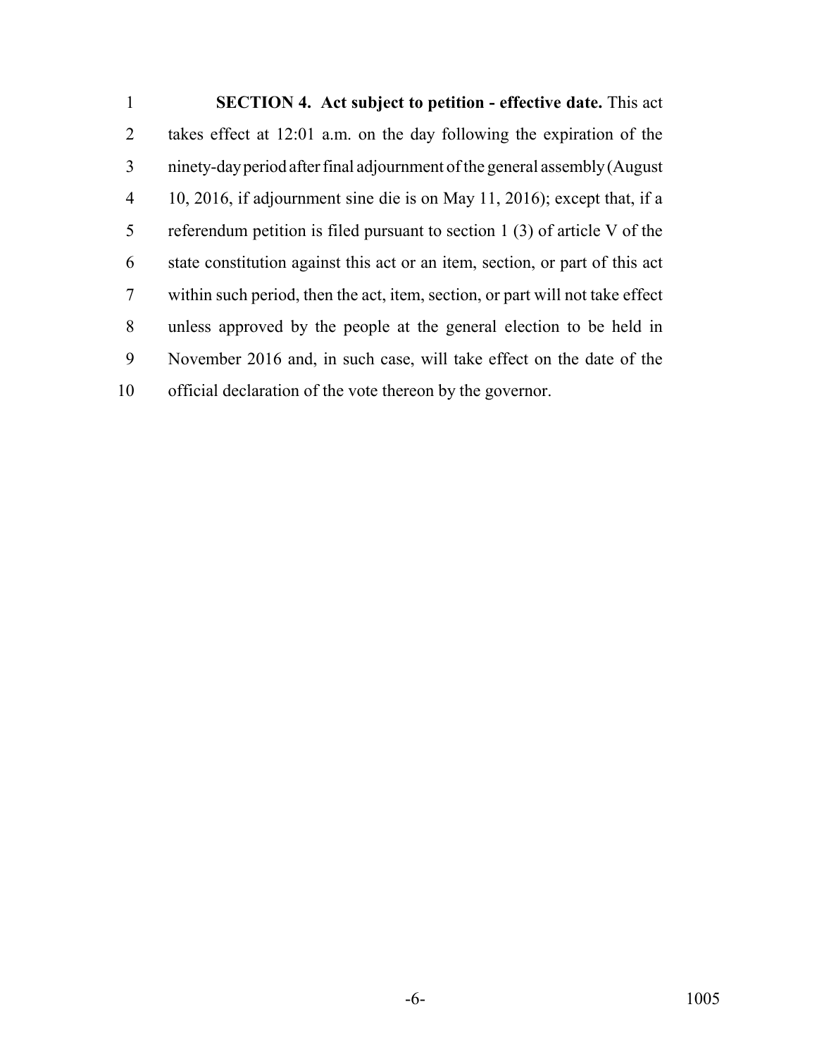**SECTION 4. Act subject to petition - effective date.** This act takes effect at 12:01 a.m. on the day following the expiration of the ninety-day period after final adjournment of the general assembly (August 10, 2016, if adjournment sine die is on May 11, 2016); except that, if a referendum petition is filed pursuant to section 1 (3) of article V of the state constitution against this act or an item, section, or part of this act within such period, then the act, item, section, or part will not take effect unless approved by the people at the general election to be held in November 2016 and, in such case, will take effect on the date of the official declaration of the vote thereon by the governor.